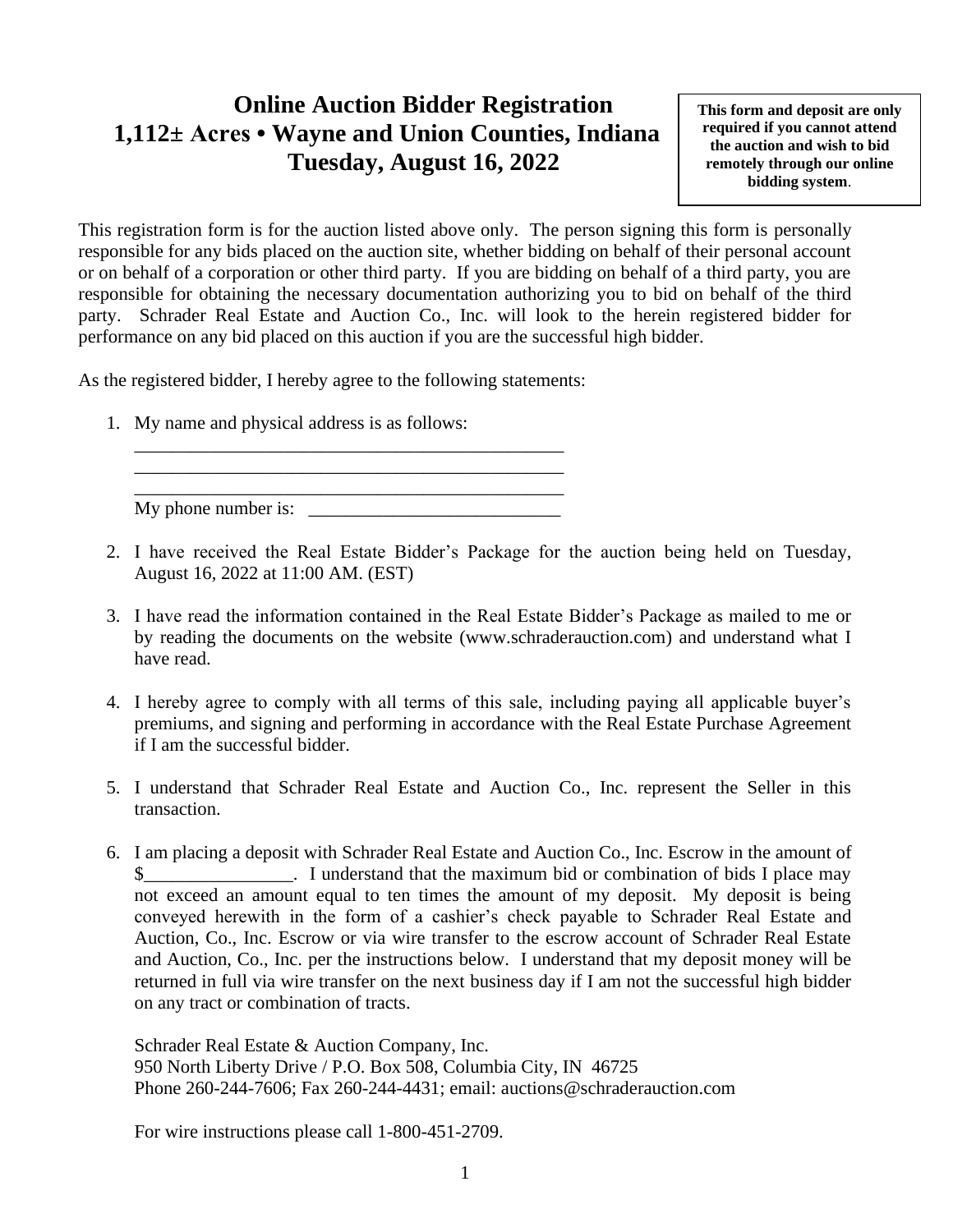# Online Auction Bidder Registration
# 1,112± Acres • Wayne and Union Counties, Indiana
# Tuesday, August 16, 2022

**This form and deposit are only required if you cannot attend the auction and wish to bid remotely through our online bidding system**.

This registration form is for the auction listed above only. The person signing this form is personally responsible for any bids placed on the auction site, whether bidding on behalf of their personal account or on behalf of a corporation or other third party. If you are bidding on behalf of a third party, you are responsible for obtaining the necessary documentation authorizing you to bid on behalf of the third party. Schrader Real Estate and Auction Co., Inc. will look to the herein registered bidder for performance on any bid placed on this auction if you are the successful high bidder.

As the registered bidder, I hereby agree to the following statements:

1. My name and physical address is as follows:
   ________________________________________________
   ________________________________________________
   ________________________________________________
   My phone number is: ___________________________

2. I have received the Real Estate Bidder's Package for the auction being held on Tuesday, August 16, 2022 at 11:00 AM. (EST)

3. I have read the information contained in the Real Estate Bidder's Package as mailed to me or by reading the documents on the website (www.schraderauction.com) and understand what I have read.

4. I hereby agree to comply with all terms of this sale, including paying all applicable buyer's premiums, and signing and performing in accordance with the Real Estate Purchase Agreement if I am the successful bidder.

5. I understand that Schrader Real Estate and Auction Co., Inc. represent the Seller in this transaction.

6. I am placing a deposit with Schrader Real Estate and Auction Co., Inc. Escrow in the amount of $________________. I understand that the maximum bid or combination of bids I place may not exceed an amount equal to ten times the amount of my deposit. My deposit is being conveyed herewith in the form of a cashier's check payable to Schrader Real Estate and Auction, Co., Inc. Escrow or via wire transfer to the escrow account of Schrader Real Estate and Auction, Co., Inc. per the instructions below. I understand that my deposit money will be returned in full via wire transfer on the next business day if I am not the successful high bidder on any tract or combination of tracts.

   Schrader Real Estate & Auction Company, Inc.
   950 North Liberty Drive / P.O. Box 508, Columbia City, IN 46725
   Phone 260-244-7606; Fax 260-244-4431; email: auctions@schraderauction.com

   For wire instructions please call 1-800-451-2709.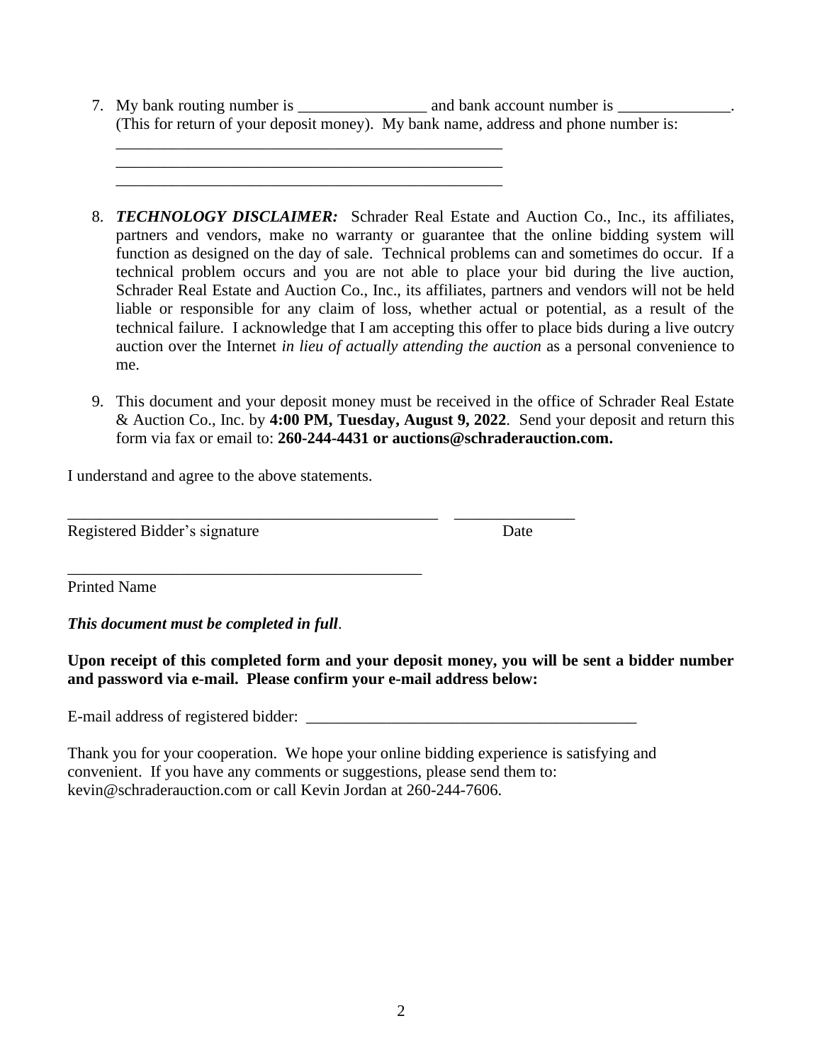7. My bank routing number is ________________ and bank account number is ______________. (This for return of your deposit money). My bank name, address and phone number is:

   __________________________________________________
   __________________________________________________
   __________________________________________________

8. ***TECHNOLOGY DISCLAIMER:*** Schrader Real Estate and Auction Co., Inc., its affiliates, partners and vendors, make no warranty or guarantee that the online bidding system will function as designed on the day of sale. Technical problems can and sometimes do occur. If a technical problem occurs and you are not able to place your bid during the live auction, Schrader Real Estate and Auction Co., Inc., its affiliates, partners and vendors will not be held liable or responsible for any claim of loss, whether actual or potential, as a result of the technical failure. I acknowledge that I am accepting this offer to place bids during a live outcry auction over the Internet *in lieu of actually attending the auction* as a personal convenience to me.

9. This document and your deposit money must be received in the office of Schrader Real Estate & Auction Co., Inc. by **4:00 PM, Tuesday, August 9, 2022**. Send your deposit and return this form via fax or email to: **260-244-4431 or auctions@schraderauction.com.**

I understand and agree to the above statements.

_______________________________________________ _______________
Registered Bidder's signature Date

_____________________________________________
Printed Name

***This document must be completed in full***.

**Upon receipt of this completed form and your deposit money, you will be sent a bidder number and password via e-mail. Please confirm your e-mail address below:**

E-mail address of registered bidder: __________________________________________

Thank you for your cooperation. We hope your online bidding experience is satisfying and convenient. If you have any comments or suggestions, please send them to: kevin@schraderauction.com or call Kevin Jordan at 260-244-7606.